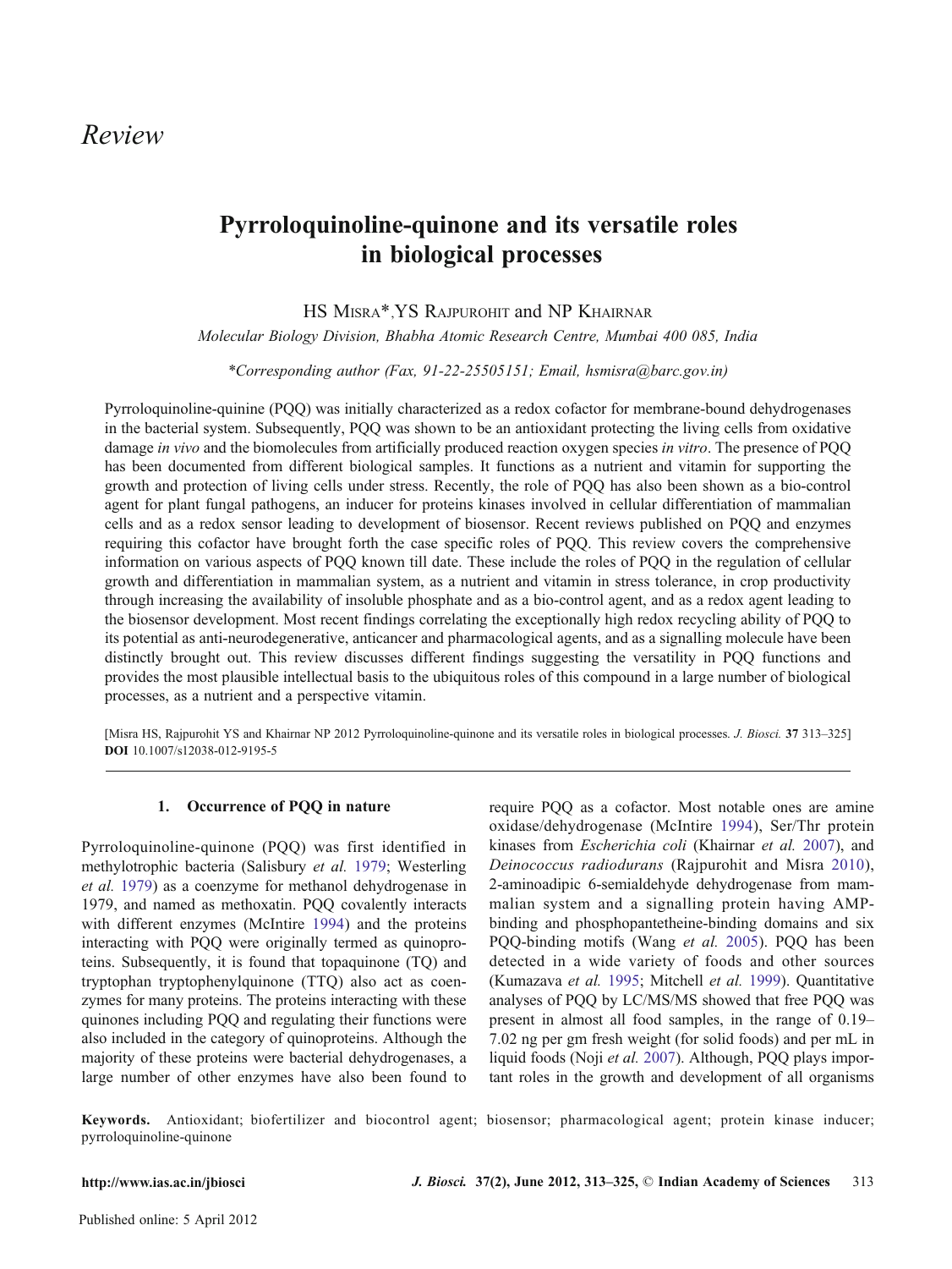*Review*

# Pyrroloquinoline-quinone and its versatile roles in biological processes

HS MISRA*, YS RAJPUROHIT and NP KHAIRNAR

*Molecular Biology Division, Bhabha Atomic Research Centre, Mumbai 400 085, India*

*\*Corresponding author (Fax, 91-22-25505151; Email, hsmisra@barc.gov.in)*

Pyrroloquinoline-quinine (PQQ) was initially characterized as a redox cofactor for membrane-bound dehydrogenases in the bacterial system. Subsequently, PQQ was shown to be an antioxidant protecting the living cells from oxidative damage *in vivo* and the biomolecules from artificially produced reaction oxygen species *in vitro*. The presence of PQQ has been documented from different biological samples. It functions as a nutrient and vitamin for supporting the growth and protection of living cells under stress. Recently, the role of PQQ has also been shown as a bio-control agent for plant fungal pathogens, an inducer for proteins kinases involved in cellular differentiation of mammalian cells and as a redox sensor leading to development of biosensor. Recent reviews published on PQQ and enzymes requiring this cofactor have brought forth the case specific roles of PQQ. This review covers the comprehensive information on various aspects of PQQ known till date. These include the roles of PQQ in the regulation of cellular growth and differentiation in mammalian system, as a nutrient and vitamin in stress tolerance, in crop productivity through increasing the availability of insoluble phosphate and as a bio-control agent, and as a redox agent leading to the biosensor development. Most recent findings correlating the exceptionally high redox recycling ability of PQQ to its potential as anti-neurodegenerative, anticancer and pharmacological agents, and as a signalling molecule have been distinctly brought out. This review discusses different findings suggesting the versatility in PQQ functions and provides the most plausible intellectual basis to the ubiquitous roles of this compound in a large number of biological processes, as a nutrient and a perspective vitamin.

[Misra HS, Rajpurohit YS and Khairnar NP 2012 Pyrroloquinoline-quinone and its versatile roles in biological processes. *J. Biosci.* **37** 313–325] **DOI** 10.1007/s12038-012-9195-5

## 1. Occurrence of PQQ in nature

Pyrroloquinoline-quinone (PQQ) was first identified in methylotrophic bacteria (Salisbury *et al.* 1979; Westerling *et al.* 1979) as a coenzyme for methanol dehydrogenase in 1979, and named as methoxatin. PQQ covalently interacts with different enzymes (McIntire 1994) and the proteins interacting with PQQ were originally termed as quinoproteins. Subsequently, it is found that topaquinone (TQ) and tryptophan tryptophenylquinone (TTQ) also act as coenzymes for many proteins. The proteins interacting with these quinones including PQQ and regulating their functions were also included in the category of quinoproteins. Although the majority of these proteins were bacterial dehydrogenases, a large number of other enzymes have also been found to require PQQ as a cofactor. Most notable ones are amine oxidase/dehydrogenase (McIntire 1994), Ser/Thr protein kinases from *Escherichia coli* (Khairnar *et al.* 2007), and *Deinococcus radiodurans* (Rajpurohit and Misra 2010), 2-aminoadipic 6-semialdehyde dehydrogenase from mammalian system and a signalling protein having AMP-binding and phosphopantetheine-binding domains and six PQQ-binding motifs (Wang *et al.* 2005). PQQ has been detected in a wide variety of foods and other sources (Kumazava *et al.* 1995; Mitchell *et al.* 1999). Quantitative analyses of PQQ by LC/MS/MS showed that free PQQ was present in almost all food samples, in the range of 0.19–7.02 ng per gm fresh weight (for solid foods) and per mL in liquid foods (Noji *et al.* 2007). Although, PQQ plays important roles in the growth and development of all organisms

**Keywords.** Antioxidant; biofertilizer and biocontrol agent; biosensor; pharmacological agent; protein kinase inducer; pyrroloquinoline-quinone

Published online: 5 April 2012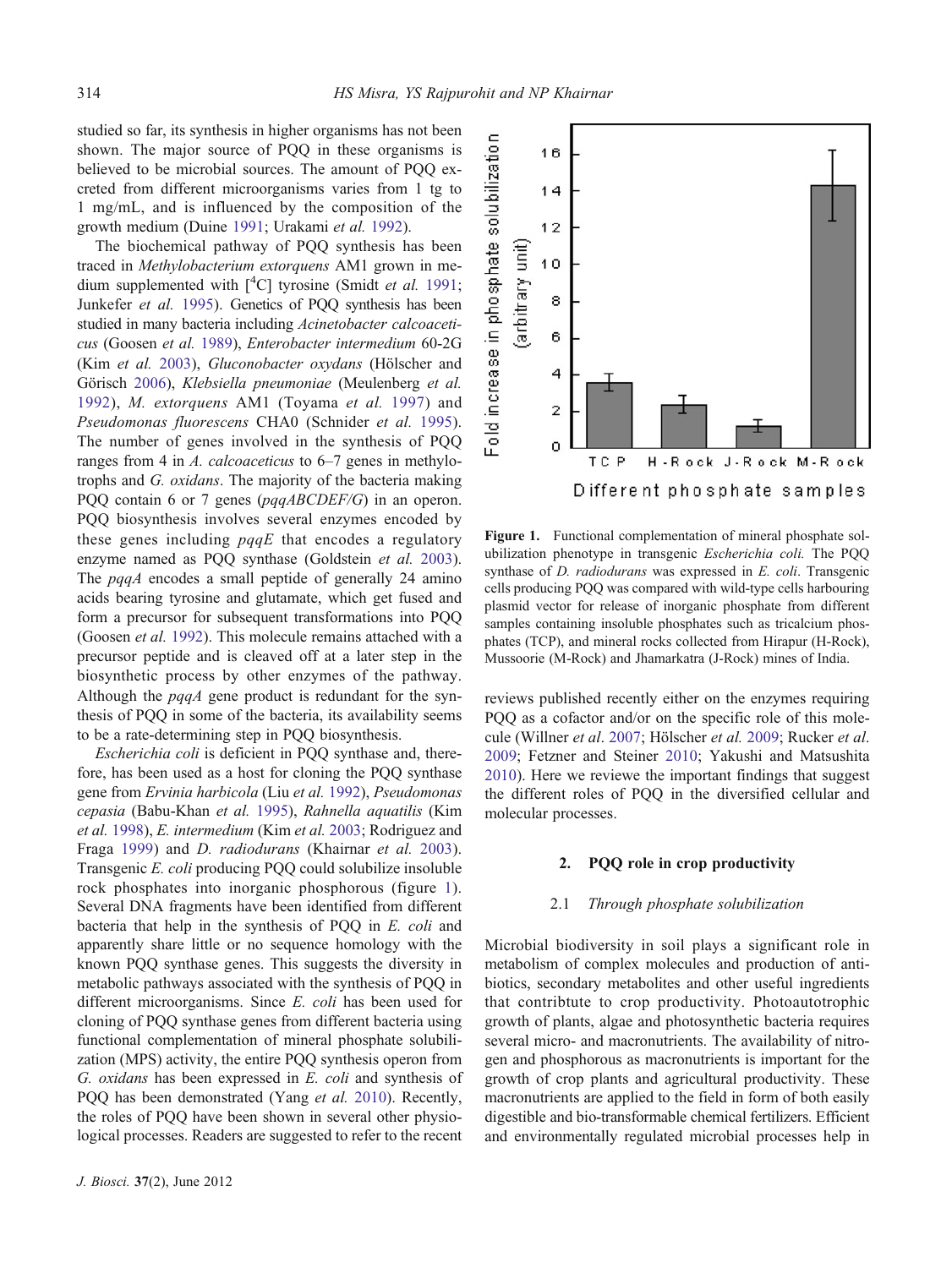studied so far, its synthesis in higher organisms has not been shown. The major source of PQQ in these organisms is believed to be microbial sources. The amount of PQQ excreted from different microorganisms varies from 1 tg to 1 mg/mL, and is influenced by the composition of the growth medium (Duine 1991; Urakami *et al.* 1992).

The biochemical pathway of PQQ synthesis has been traced in *Methylobacterium extorquens* AM1 grown in medium supplemented with [$^4$C] tyrosine (Smidt *et al.* 1991; Junkefer *et al.* 1995). Genetics of PQQ synthesis has been studied in many bacteria including *Acinetobacter calcoaceticus* (Goosen *et al.* 1989), *Enterobacter intermedium* 60-2G (Kim *et al.* 2003), *Gluconobacter oxydans* (Hölscher and Görisch 2006), *Klebsiella pneumoniae* (Meulenberg *et al.* 1992), *M. extorquens* AM1 (Toyama *et al.* 1997) and *Pseudomonas fluorescens* CHA0 (Schnider *et al.* 1995). The number of genes involved in the synthesis of PQQ ranges from 4 in *A. calcoaceticus* to 6–7 genes in methylotrophs and *G. oxidans*. The majority of the bacteria making PQQ contain 6 or 7 genes (*pqqABCDEF/G*) in an operon. PQQ biosynthesis involves several enzymes encoded by these genes including *pqqE* that encodes a regulatory enzyme named as PQQ synthase (Goldstein *et al.* 2003). The *pqqA* encodes a small peptide of generally 24 amino acids bearing tyrosine and glutamate, which get fused and form a precursor for subsequent transformations into PQQ (Goosen *et al.* 1992). This molecule remains attached with a precursor peptide and is cleaved off at a later step in the biosynthetic process by other enzymes of the pathway. Although the *pqqA* gene product is redundant for the synthesis of PQQ in some of the bacteria, its availability seems to be a rate-determining step in PQQ biosynthesis.

*Escherichia coli* is deficient in PQQ synthase and, therefore, has been used as a host for cloning the PQQ synthase gene from *Ervinia harbicola* (Liu *et al.* 1992), *Pseudomonas cepasia* (Babu-Khan *et al.* 1995), *Rahnella aquatilis* (Kim *et al.* 1998), *E. intermedium* (Kim *et al.* 2003; Rodriguez and Fraga 1999) and *D. radiodurans* (Khairnar *et al.* 2003). Transgenic *E. coli* producing PQQ could solubilize insoluble rock phosphates into inorganic phosphorous (figure 1). Several DNA fragments have been identified from different bacteria that help in the synthesis of PQQ in *E. coli* and apparently share little or no sequence homology with the known PQQ synthase genes. This suggests the diversity in metabolic pathways associated with the synthesis of PQQ in different microorganisms. Since *E. coli* has been used for cloning of PQQ synthase genes from different bacteria using functional complementation of mineral phosphate solubilization (MPS) activity, the entire PQQ synthesis operon from *G. oxidans* has been expressed in *E. coli* and synthesis of PQQ has been demonstrated (Yang *et al.* 2010). Recently, the roles of PQQ have been shown in several other physiological processes. Readers are suggested to refer to the recent reviews published recently either on the enzymes requiring PQQ as a cofactor and/or on the specific role of this molecule (Willner *et al*. 2007; Hölscher *et al.* 2009; Rucker *et al*. 2009; Fetzner and Steiner 2010; Yakushi and Matsushita 2010). Here we reviewe the important findings that suggest the different roles of PQQ in the diversified cellular and molecular processes.

**Figure 1.** Functional complementation of mineral phosphate solubilization phenotype in transgenic *Escherichia coli.* The PQQ synthase of *D. radiodurans* was expressed in *E. coli*. Transgenic cells producing PQQ was compared with wild-type cells harbouring plasmid vector for release of inorganic phosphate from different samples containing insoluble phosphates such as tricalcium phosphates (TCP), and mineral rocks collected from Hirapur (H-Rock), Mussoorie (M-Rock) and Jhamarkatra (J-Rock) mines of India.

## 2. PQQ role in crop productivity

### 2.1 *Through phosphate solubilization*

Microbial biodiversity in soil plays a significant role in metabolism of complex molecules and production of antibiotics, secondary metabolites and other useful ingredients that contribtute to crop productivity. Photoautotrophic growth of plants, algae and photosynthetic bacteria requires several micro- and macronutrients. The availability of nitrogen and phosphorous as macronutrients is important for the growth of crop plants and agricultural productivity. These macronutrients are applied to the field in form of both easily digestible and bio-transformable chemical fertilizers. Efficient and environmentally regulated microbial processes help in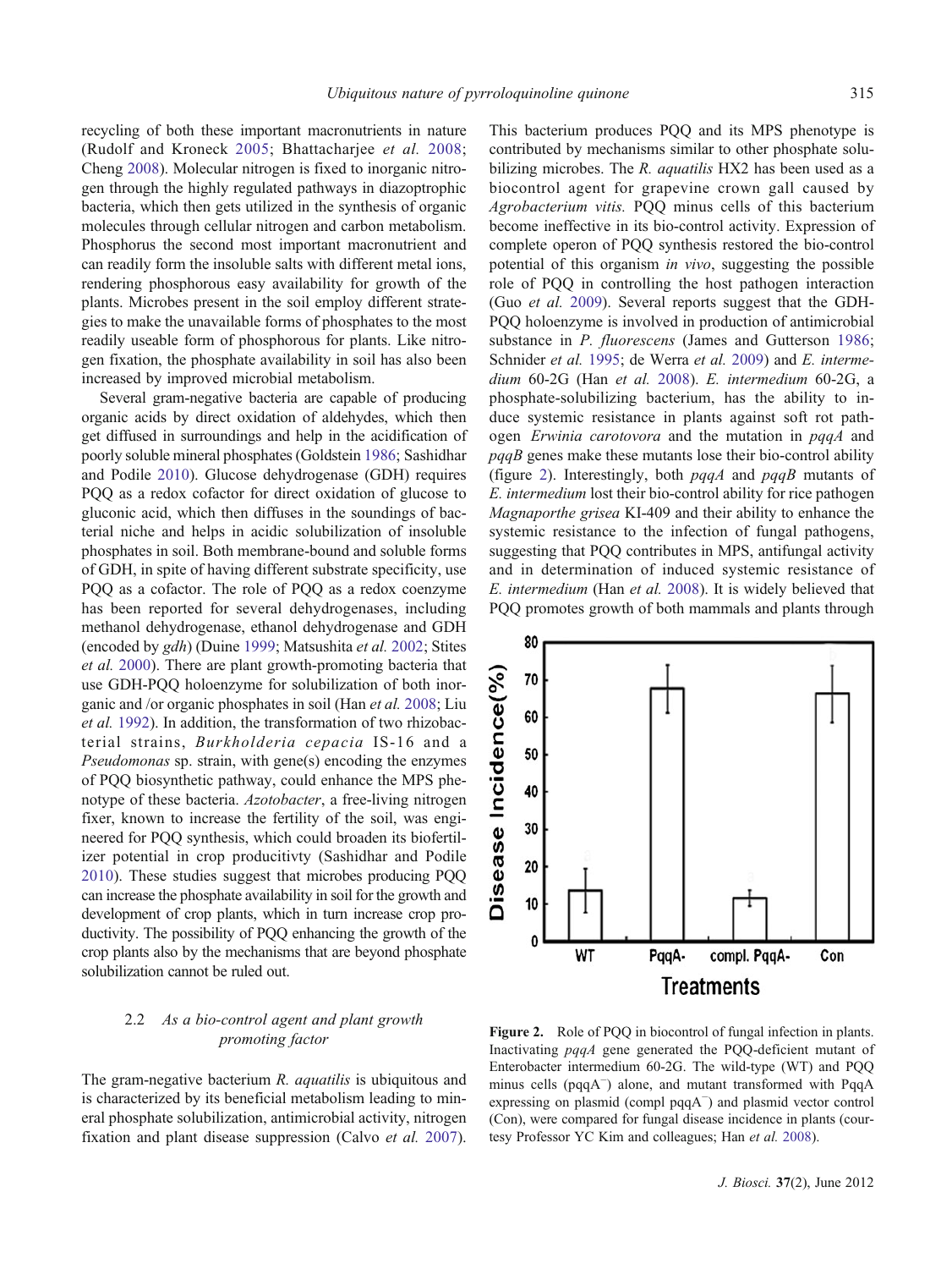recycling of both these important macronutrients in nature (Rudolf and Kroneck 2005; Bhattacharjee *et al.* 2008; Cheng 2008). Molecular nitrogen is fixed to inorganic nitrogen through the highly regulated pathways in diazoptrophic bacteria, which then gets utilized in the synthesis of organic molecules through cellular nitrogen and carbon metabolism. Phosphorus the second most important macronutrient and can readily form the insoluble salts with different metal ions, rendering phosphorous easy availability for growth of the plants. Microbes present in the soil employ different strategies to make the unavailable forms of phosphates to the most readily useable form of phosphorous for plants. Like nitrogen fixation, the phosphate availability in soil has also been increased by improved microbial metabolism.

Several gram-negative bacteria are capable of producing organic acids by direct oxidation of aldehydes, which then get diffused in surroundings and help in the acidification of poorly soluble mineral phosphates (Goldstein 1986; Sashidhar and Podile 2010). Glucose dehydrogenase (GDH) requires PQQ as a redox cofactor for direct oxidation of glucose to gluconic acid, which then diffuses in the soundings of bacterial niche and helps in acidic solubilization of insoluble phosphates in soil. Both membrane-bound and soluble forms of GDH, in spite of having different substrate specificity, use PQQ as a cofactor. The role of PQQ as a redox coenzyme has been reported for several dehydrogenases, including methanol dehydrogenase, ethanol dehydrogenase and GDH (encoded by *gdh*) (Duine 1999; Matsushita *et al.* 2002; Stites *et al.* 2000). There are plant growth-promoting bacteria that use GDH-PQQ holoenzyme for solubilization of both inorganic and /or organic phosphates in soil (Han *et al.* 2008; Liu *et al.* 1992). In addition, the transformation of two rhizobacterial strains, *Burkholderia cepacia* IS-16 and a *Pseudomonas* sp. strain, with gene(s) encoding the enzymes of PQQ biosynthetic pathway, could enhance the MPS phenotype of these bacteria. *Azotobacter*, a free-living nitrogen fixer, known to increase the fertility of the soil, was engineered for PQQ synthesis, which could broaden its biofertilizer potential in crop producitivty (Sashidhar and Podile 2010). These studies suggest that microbes producing PQQ can increase the phosphate availability in soil for the growth and development of crop plants, which in turn increase crop productivity. The possibility of PQQ enhancing the growth of the crop plants also by the mechanisms that are beyond phosphate solubilization cannot be ruled out.

## 2.2 *As a bio-control agent and plant growth promoting factor*

The gram-negative bacterium *R. aquatilis* is ubiquitous and is characterized by its beneficial metabolism leading to mineral phosphate solubilization, antimicrobial activity, nitrogen fixation and plant disease suppression (Calvo *et al.* 2007). This bacterium produces PQQ and its MPS phenotype is contributed by mechanisms similar to other phosphate solubilizing microbes. The *R. aquatilis* HX2 has been used as a biocontrol agent for grapevine crown gall caused by *Agrobacterium vitis.* PQQ minus cells of this bacterium become ineffective in its bio-control activity. Expression of complete operon of PQQ synthesis restored the bio-control potential of this organism *in vivo*, suggesting the possible role of PQQ in controlling the host pathogen interaction (Guo *et al.* 2009). Several reports suggest that the GDH-PQQ holoenzyme is involved in production of antimicrobial substance in *P. fluorescens* (James and Gutterson 1986; Schnider *et al.* 1995; de Werra *et al.* 2009) and *E. intermedium* 60-2G (Han *et al.* 2008). *E. intermedium* 60-2G, a phosphate-solubilizing bacterium, has the ability to induce systemic resistance in plants against soft rot pathogen *Erwinia carotovora* and the mutation in *pqqA* and *pqqB* genes make these mutants lose their bio-control ability (figure 2). Interestingly, both *pqqA* and *pqqB* mutants of *E. intermedium* lost their bio-control ability for rice pathogen *Magnaporthe grisea* KI-409 and their ability to enhance the systemic resistance to the infection of fungal pathogens, suggesting that PQQ contributes in MPS, antifungal activity and in determination of induced systemic resistance of *E. intermedium* (Han *et al.* 2008). It is widely believed that PQQ promotes growth of both mammals and plants through

**Figure 2.** Role of PQQ in biocontrol of fungal infection in plants. Inactivating *pqqA* gene generated the PQQ-deficient mutant of Enterobacter intermedium 60-2G. The wild-type (WT) and PQQ minus cells (pqqA$^-$) alone, and mutant transformed with PqqA expressing on plasmid (compl pqqA$^-$) and plasmid vector control (Con), were compared for fungal disease incidence in plants (courtesy Professor YC Kim and colleagues; Han *et al.* 2008).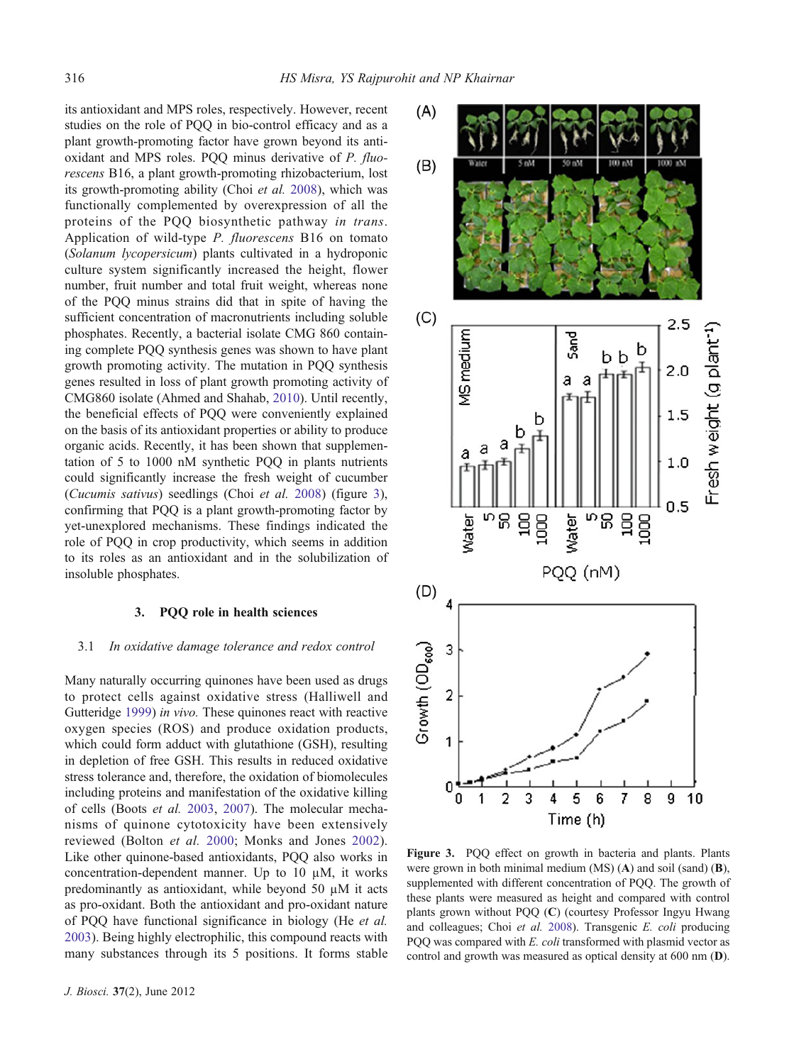its antioxidant and MPS roles, respectively. However, recent studies on the role of PQQ in bio-control efficacy and as a plant growth-promoting factor have grown beyond its antioxidant and MPS roles. PQQ minus derivative of *P. fluorescens* B16, a plant growth-promoting rhizobacterium, lost its growth-promoting ability (Choi *et al.* 2008), which was functionally complemented by overexpression of all the proteins of the PQQ biosynthetic pathway *in trans*. Application of wild-type *P. fluorescens* B16 on tomato (*Solanum lycopersicum*) plants cultivated in a hydroponic culture system significantly increased the height, flower number, fruit number and total fruit weight, whereas none of the PQQ minus strains did that in spite of having the sufficient concentration of macronutrients including soluble phosphates. Recently, a bacterial isolate CMG 860 containing complete PQQ synthesis genes was shown to have plant growth promoting activity. The mutation in PQQ synthesis genes resulted in loss of plant growth promoting activity of CMG860 isolate (Ahmed and Shahab, 2010). Until recently, the beneficial effects of PQQ were conveniently explained on the basis of its antioxidant properties or ability to produce organic acids. Recently, it has been shown that supplementation of 5 to 1000 nM synthetic PQQ in plants nutrients could significantly increase the fresh weight of cucumber (*Cucumis sativus*) seedlings (Choi *et al.* 2008) (figure 3), confirming that PQQ is a plant growth-promoting factor by yet-unexplored mechanisms. These findings indicated the role of PQQ in crop productivity, which seems in addition to its roles as an antioxidant and in the solubilization of insoluble phosphates.

## 3. PQQ role in health sciences

### 3.1 *In oxidative damage tolerance and redox control*

Many naturally occurring quinones have been used as drugs to protect cells against oxidative stress (Halliwell and Gutteridge 1999) *in vivo.* These quinones react with reactive oxygen species (ROS) and produce oxidation products, which could form adduct with glutathione (GSH), resulting in depletion of free GSH. This results in reduced oxidative stress tolerance and, therefore, the oxidation of biomolecules including proteins and manifestation of the oxidative killing of cells (Boots *et al.* 2003, 2007). The molecular mechanisms of quinone cytotoxicity have been extensively reviewed (Bolton *et al.* 2000; Monks and Jones 2002). Like other quinone-based antioxidants, PQQ also works in concentration-dependent manner. Up to 10 μM, it works predominantly as antioxidant, while beyond 50 μM it acts as pro-oxidant. Both the antioxidant and pro-oxidant nature of PQQ have functional significance in biology (He *et al.* 2003). Being highly electrophilic, this compound reacts with many substances through its 5 positions. It forms stable

**Figure 3.** PQQ effect on growth in bacteria and plants. Plants were grown in both minimal medium (MS) (**A**) and soil (sand) (**B**), supplemented with different concentration of PQQ. The growth of these plants were measured as height and compared with control plants grown without PQQ (**C**) (courtesy Professor Ingyu Hwang and colleagues; Choi *et al.* 2008). Transgenic *E. coli* producing PQQ was compared with *E. coli* transformed with plasmid vector as control and growth was measured as optical density at 600 nm (**D**).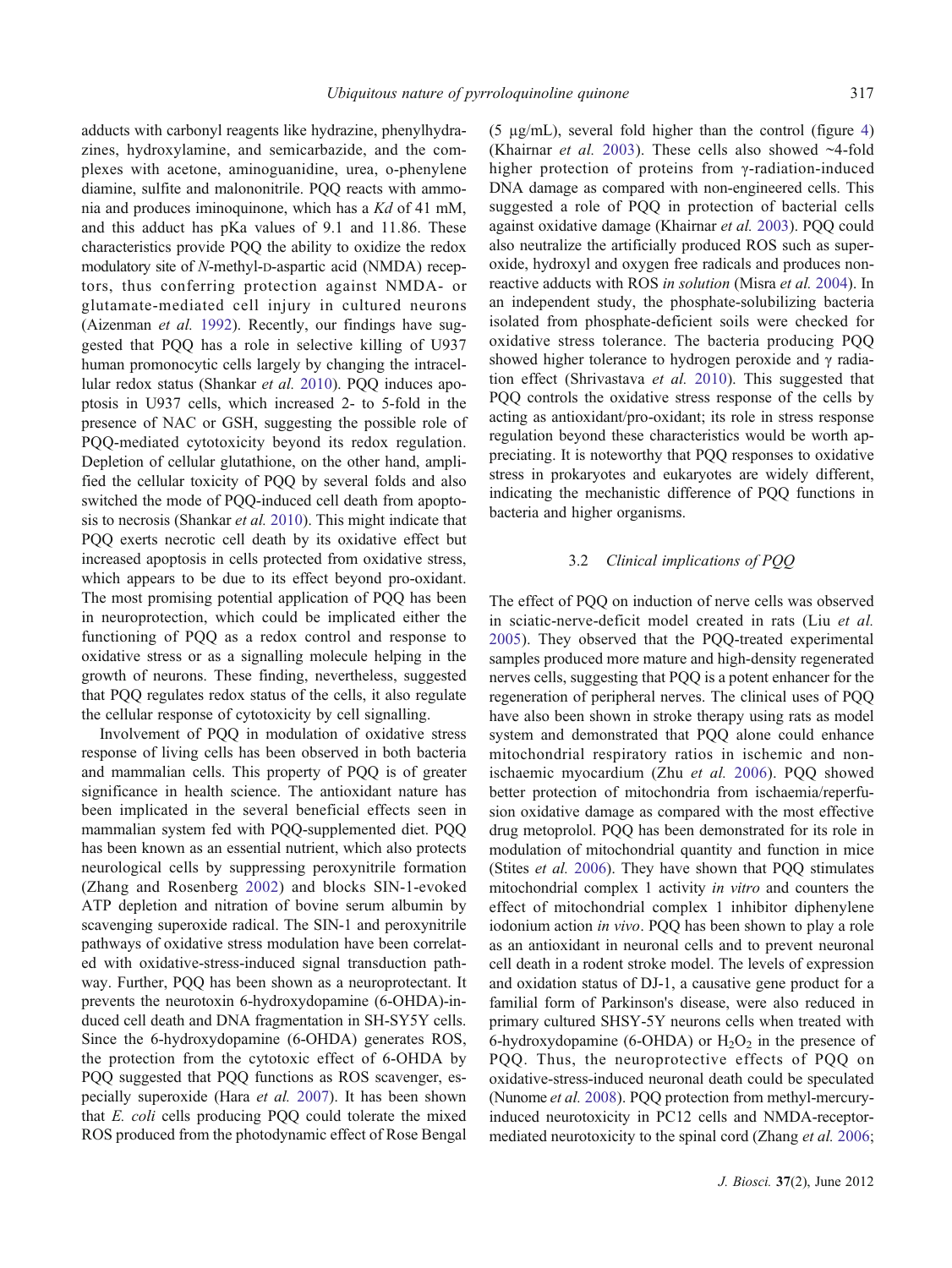adducts with carbonyl reagents like hydrazine, phenylhydrazines, hydroxylamine, and semicarbazide, and the complexes with acetone, aminoguanidine, urea, o-phenylene diamine, sulfite and malononitrile. PQQ reacts with ammonia and produces iminoquinone, which has a *Kd* of 41 mM, and this adduct has pKa values of 9.1 and 11.86. These characteristics provide PQQ the ability to oxidize the redox modulatory site of *N*-methyl-D-aspartic acid (NMDA) receptors, thus conferring protection against NMDA- or glutamate-mediated cell injury in cultured neurons (Aizenman *et al.* 1992). Recently, our findings have suggested that PQQ has a role in selective killing of U937 human promonocytic cells largely by changing the intracellular redox status (Shankar *et al.* 2010). PQQ induces apoptosis in U937 cells, which increased 2- to 5-fold in the presence of NAC or GSH, suggesting the possible role of PQQ-mediated cytotoxicity beyond its redox regulation. Depletion of cellular glutathione, on the other hand, amplified the cellular toxicity of PQQ by several folds and also switched the mode of PQQ-induced cell death from apoptosis to necrosis (Shankar *et al.* 2010). This might indicate that PQQ exerts necrotic cell death by its oxidative effect but increased apoptosis in cells protected from oxidative stress, which appears to be due to its effect beyond pro-oxidant. The most promising potential application of PQQ has been in neuroprotection, which could be implicated either the functioning of PQQ as a redox control and response to oxidative stress or as a signalling molecule helping in the growth of neurons. These finding, nevertheless, suggested that PQQ regulates redox status of the cells, it also regulate the cellular response of cytotoxicity by cell signalling.

Involvement of PQQ in modulation of oxidative stress response of living cells has been observed in both bacteria and mammalian cells. This property of PQQ is of greater significance in health science. The antioxidant nature has been implicated in the several beneficial effects seen in mammalian system fed with PQQ-supplemented diet. PQQ has been known as an essential nutrient, which also protects neurological cells by suppressing peroxynitrile formation (Zhang and Rosenberg 2002) and blocks SIN-1-evoked ATP depletion and nitration of bovine serum albumin by scavenging superoxide radical. The SIN-1 and peroxynitrile pathways of oxidative stress modulation have been correlated with oxidative-stress-induced signal transduction pathway. Further, PQQ has been shown as a neuroprotectant. It prevents the neurotoxin 6-hydroxydopamine (6-OHDA)-induced cell death and DNA fragmentation in SH-SY5Y cells. Since the 6-hydroxydopamine (6-OHDA) generates ROS, the protection from the cytotoxic effect of 6-OHDA by PQQ suggested that PQQ functions as ROS scavenger, especially superoxide (Hara *et al.* 2007). It has been shown that *E. coli* cells producing PQQ could tolerate the mixed ROS produced from the photodynamic effect of Rose Bengal (5 μg/mL), several fold higher than the control (figure 4) (Khairnar *et al.* 2003). These cells also showed ~4-fold higher protection of proteins from γ-radiation-induced DNA damage as compared with non-engineered cells. This suggested a role of PQQ in protection of bacterial cells against oxidative damage (Khairnar *et al.* 2003). PQQ could also neutralize the artificially produced ROS such as superoxide, hydroxyl and oxygen free radicals and produces non-reactive adducts with ROS *in solution* (Misra *et al.* 2004). In an independent study, the phosphate-solubilizing bacteria isolated from phosphate-deficient soils were checked for oxidative stress tolerance. The bacteria producing PQQ showed higher tolerance to hydrogen peroxide and γ radiation effect (Shrivastava *et al.* 2010). This suggested that PQQ controls the oxidative stress response of the cells by acting as antioxidant/pro-oxidant; its role in stress response regulation beyond these characteristics would be worth appreciating. It is noteworthy that PQQ responses to oxidative stress in prokaryotes and eukaryotes are widely different, indicating the mechanistic difference of PQQ functions in bacteria and higher organisms.

### 3.2 *Clinical implications of PQQ*

The effect of PQQ on induction of nerve cells was observed in sciatic-nerve-deficit model created in rats (Liu *et al.* 2005). They observed that the PQQ-treated experimental samples produced more mature and high-density regenerated nerves cells, suggesting that PQQ is a potent enhancer for the regeneration of peripheral nerves. The clinical uses of PQQ have also been shown in stroke therapy using rats as model system and demonstrated that PQQ alone could enhance mitochondrial respiratory ratios in ischemic and non-ischaemic myocardium (Zhu *et al.* 2006). PQQ showed better protection of mitochondria from ischaemia/reperfusion oxidative damage as compared with the most effective drug metoprolol. PQQ has been demonstrated for its role in modulation of mitochondrial quantity and function in mice (Stites *et al.* 2006). They have shown that PQQ stimulates mitochondrial complex 1 activity *in vitro* and counters the effect of mitochondrial complex 1 inhibitor diphenylene iodonium action *in vivo*. PQQ has been shown to play a role as an antioxidant in neuronal cells and to prevent neuronal cell death in a rodent stroke model. The levels of expression and oxidation status of DJ-1, a causative gene product for a familial form of Parkinson's disease, were also reduced in primary cultured SHSY-5Y neurons cells when treated with 6-hydroxydopamine (6-OHDA) or $H_2O_2$ in the presence of PQQ. Thus, the neuroprotective effects of PQQ on oxidative-stress-induced neuronal death could be speculated (Nunome *et al.* 2008). PQQ protection from methyl-mercury-induced neurotoxicity in PC12 cells and NMDA-receptor-mediated neurotoxicity to the spinal cord (Zhang *et al.* 2006;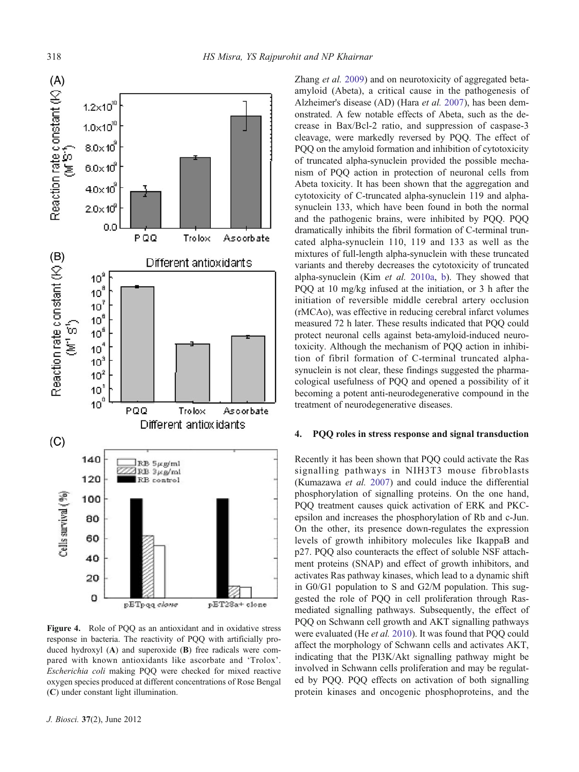**Figure 4.** Role of PQQ as an antioxidant and in oxidative stress response in bacteria. The reactivity of PQQ with artificially produced hydroxyl (**A**) and superoxide (**B**) free radicals were compared with known antioxidants like ascorbate and 'Trolox'. *Escherichia coli* making PQQ were checked for mixed reactive oxygen species produced at different concentrations of Rose Bengal (**C**) under constant light illumination.

Zhang *et al.* 2009) and on neurotoxicity of aggregated beta-amyloid (Abeta), a critical cause in the pathogenesis of Alzheimer's disease (AD) (Hara *et al.* 2007), has been demonstrated. A few notable effects of Abeta, such as the decrease in Bax/Bcl-2 ratio, and suppression of caspase-3 cleavage, were markedly reversed by PQQ. The effect of PQQ on the amyloid formation and inhibition of cytotoxicity of truncated alpha-synuclein provided the possible mechanism of PQQ action in protection of neuronal cells from Abeta toxicity. It has been shown that the aggregation and cytotoxicity of C-truncated alpha-synuclein 119 and alpha-synuclein 133, which have been found in both the normal and the pathogenic brains, were inhibited by PQQ. PQQ dramatically inhibits the fibril formation of C-terminal truncated alpha-synuclein 110, 119 and 133 as well as the mixtures of full-length alpha-synuclein with these truncated variants and thereby decreases the cytotoxicity of truncated alpha-synuclein (Kim *et al.* 2010a, b). They showed that PQQ at 10 mg/kg infused at the initiation, or 3 h after the initiation of reversible middle cerebral artery occlusion (rMCAo), was effective in reducing cerebral infarct volumes measured 72 h later. These results indicated that PQQ could protect neuronal cells against beta-amyloid-induced neurotoxicity. Although the mechanism of PQQ action in inhibition of fibril formation of C-terminal truncated alpha-synuclein is not clear, these findings suggested the pharmacological usefulness of PQQ and opened a possibility of it becoming a potent anti-neurodegenerative compound in the treatment of neurodegenerative diseases.

## 4. PQQ roles in stress response and signal transduction

Recently it has been shown that PQQ could activate the Ras signalling pathways in NIH3T3 mouse fibroblasts (Kumazawa *et al.* 2007) and could induce the differential phosphorylation of signalling proteins. On the one hand, PQQ treatment causes quick activation of ERK and PKC-epsilon and increases the phosphorylation of Rb and c-Jun. On the other, its presence down-regulates the expression levels of growth inhibitory molecules like IkappaB and p27. PQQ also counteracts the effect of soluble NSF attachment proteins (SNAP) and effect of growth inhibitors, and activates Ras pathway kinases, which lead to a dynamic shift in G0/G1 population to S and G2/M population. This suggested the role of PQQ in cell proliferation through Ras-mediated signalling pathways. Subsequently, the effect of PQQ on Schwann cell growth and AKT signalling pathways were evaluated (He *et al.* 2010). It was found that PQQ could affect the morphology of Schwann cells and activates AKT, indicating that the PI3K/Akt signalling pathway might be involved in Schwann cells proliferation and may be regulated by PQQ. PQQ effects on activation of both signalling protein kinases and oncogenic phosphoproteins, and the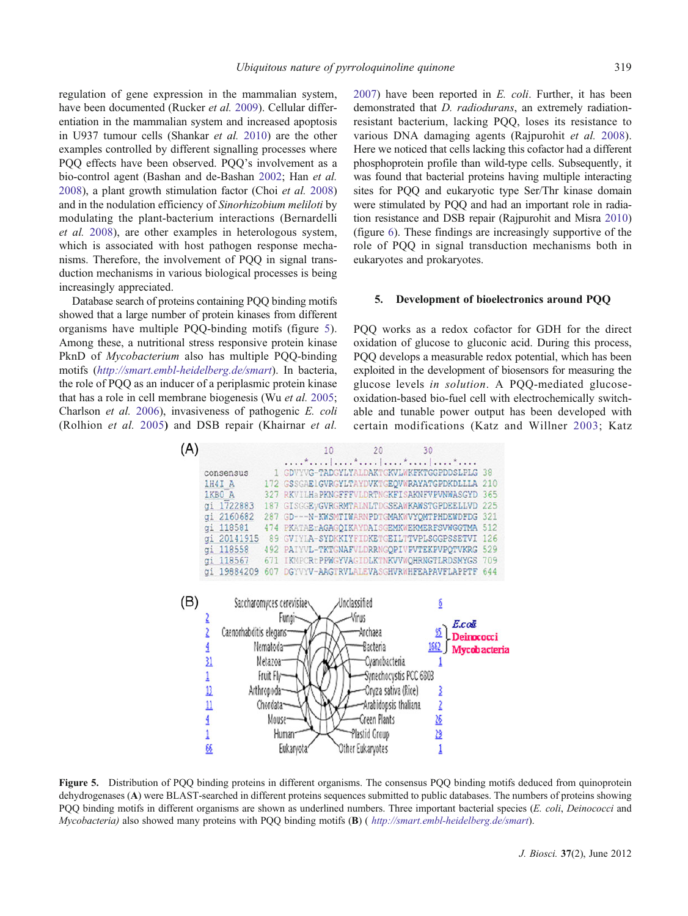regulation of gene expression in the mammalian system, have been documented (Rucker *et al.* 2009). Cellular differentiation in the mammalian system and increased apoptosis in U937 tumour cells (Shankar *et al.* 2010) are the other examples controlled by different signalling processes where PQQ effects have been observed. PQQ's involvement as a bio-control agent (Bashan and de-Bashan 2002; Han *et al.* 2008), a plant growth stimulation factor (Choi *et al.* 2008) and in the nodulation efficiency of *Sinorhizobium meliloti* by modulating the plant-bacterium interactions (Bernardelli *et al.* 2008), are other examples in heterologous system, which is associated with host pathogen response mechanisms. Therefore, the involvement of PQQ in signal transduction mechanisms in various biological processes is being increasingly appreciated.

Database search of proteins containing PQQ binding motifs showed that a large number of protein kinases from different organisms have multiple PQQ-binding motifs (figure 5). Among these, a nutritional stress responsive protein kinase PknD of *Mycobacterium* also has multiple PQQ-binding motifs (http://smart.embl-heidelberg.de/smart). In bacteria, the role of PQQ as an inducer of a periplasmic protein kinase that has a role in cell membrane biogenesis (Wu *et al.* 2005; Charlson *et al.* 2006), invasiveness of pathogenic *E. coli* (Rolhion *et al.* 2005) and DSB repair (Khairnar *et al.* 2007) have been reported in *E. coli*. Further, it has been demonstrated that *D. radiodurans*, an extremely radiation-resistant bacterium, lacking PQQ, loses its resistance to various DNA damaging agents (Rajpurohit *et al.* 2008). Here we noticed that cells lacking this cofactor had a different phosphoprotein profile than wild-type cells. Subsequently, it was found that bacterial proteins having multiple interacting sites for PQQ and eukaryotic type Ser/Thr kinase domain were stimulated by PQQ and had an important role in radiation resistance and DSB repair (Rajpurohit and Misra 2010) (figure 6). These findings are increasingly supportive of the role of PQQ in signal transduction mechanisms both in eukaryotes and prokaryotes.

## 5. Development of bioelectronics around PQQ

PQQ works as a redox cofactor for GDH for the direct oxidation of glucose to gluconic acid. During this process, PQQ develops a measurable redox potential, which has been exploited in the development of biosensors for measuring the glucose levels *in solution*. A PQQ-mediated glucose-oxidation-based bio-fuel cell with electrochemically switchable and tunable power output has been developed with certain modifications (Katz and Willner 2003; Katz

**Figure 5.** Distribution of PQQ binding proteins in different organisms. The consensus PQQ binding motifs deduced from quinoprotein dehydrogenases (**A**) were BLAST-searched in different proteins sequences submitted to public databases. The numbers of proteins showing PQQ binding motifs in different organisms are shown as underlined numbers. Three important bacterial species (*E. coli*, *Deinococci* and *Mycobacteria)* also showed many proteins with PQQ binding motifs (**B**) ( http://smart.embl-heidelberg.de/smart).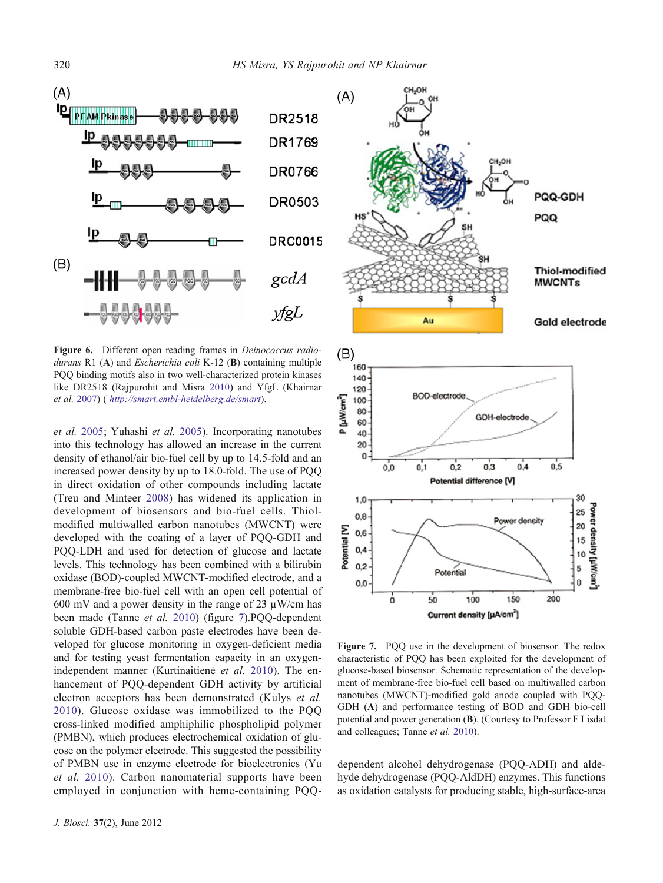**Figure 6.** Different open reading frames in *Deinococcus radiodurans* R1 (**A**) and *Escherichia coli* K-12 (**B**) containing multiple PQQ binding motifs also in two well-characterized protein kinases like DR2518 (Rajpurohit and Misra 2010) and YfgL (Khairnar *et al.* 2007) ( *http://smart.embl-heidelberg.de/smart*).

*et al.* 2005; Yuhashi *et al.* 2005). Incorporating nanotubes into this technology has allowed an increase in the current density of ethanol/air bio-fuel cell by up to 14.5-fold and an increased power density by up to 18.0-fold. The use of PQQ in direct oxidation of other compounds including lactate (Treu and Minteer 2008) has widened its application in development of biosensors and bio-fuel cells. Thiol-modified multiwalled carbon nanotubes (MWCNT) were developed with the coating of a layer of PQQ-GDH and PQQ-LDH and used for detection of glucose and lactate levels. This technology has been combined with a bilirubin oxidase (BOD)-coupled MWCNT-modified electrode, and a membrane-free bio-fuel cell with an open cell potential of 600 mV and a power density in the range of 23 µW/cm has been made (Tanne *et al.* 2010) (figure 7).PQQ-dependent soluble GDH-based carbon paste electrodes have been developed for glucose monitoring in oxygen-deficient media and for testing yeast fermentation capacity in an oxygen-independent manner (Kurtinaitienė *et al.* 2010). The enhancement of PQQ-dependent GDH activity by artificial electron acceptors has been demonstrated (Kulys *et al.* 2010). Glucose oxidase was immobilized to the PQQ cross-linked modified amphiphilic phospholipid polymer (PMBN), which produces electrochemical oxidation of glucose on the polymer electrode. This suggested the possibility of PMBN use in enzyme electrode for bioelectronics (Yu *et al.* 2010). Carbon nanomaterial supports have been employed in conjunction with heme-containing PQQ-dependent alcohol dehydrogenase (PQQ-ADH) and aldehyde dehydrogenase (PQQ-AldDH) enzymes. This functions as oxidation catalysts for producing stable, high-surface-area

**Figure 7.** PQQ use in the development of biosensor. The redox characteristic of PQQ has been exploited for the development of glucose-based biosensor. Schematic representation of the development of membrane-free bio-fuel cell based on multiwalled carbon nanotubes (MWCNT)-modified gold anode coupled with PQQ-GDH (**A**) and performance testing of BOD and GDH bio-cell potential and power generation (**B**). (Courtesy to Professor F Lisdat and colleagues; Tanne *et al.* 2010).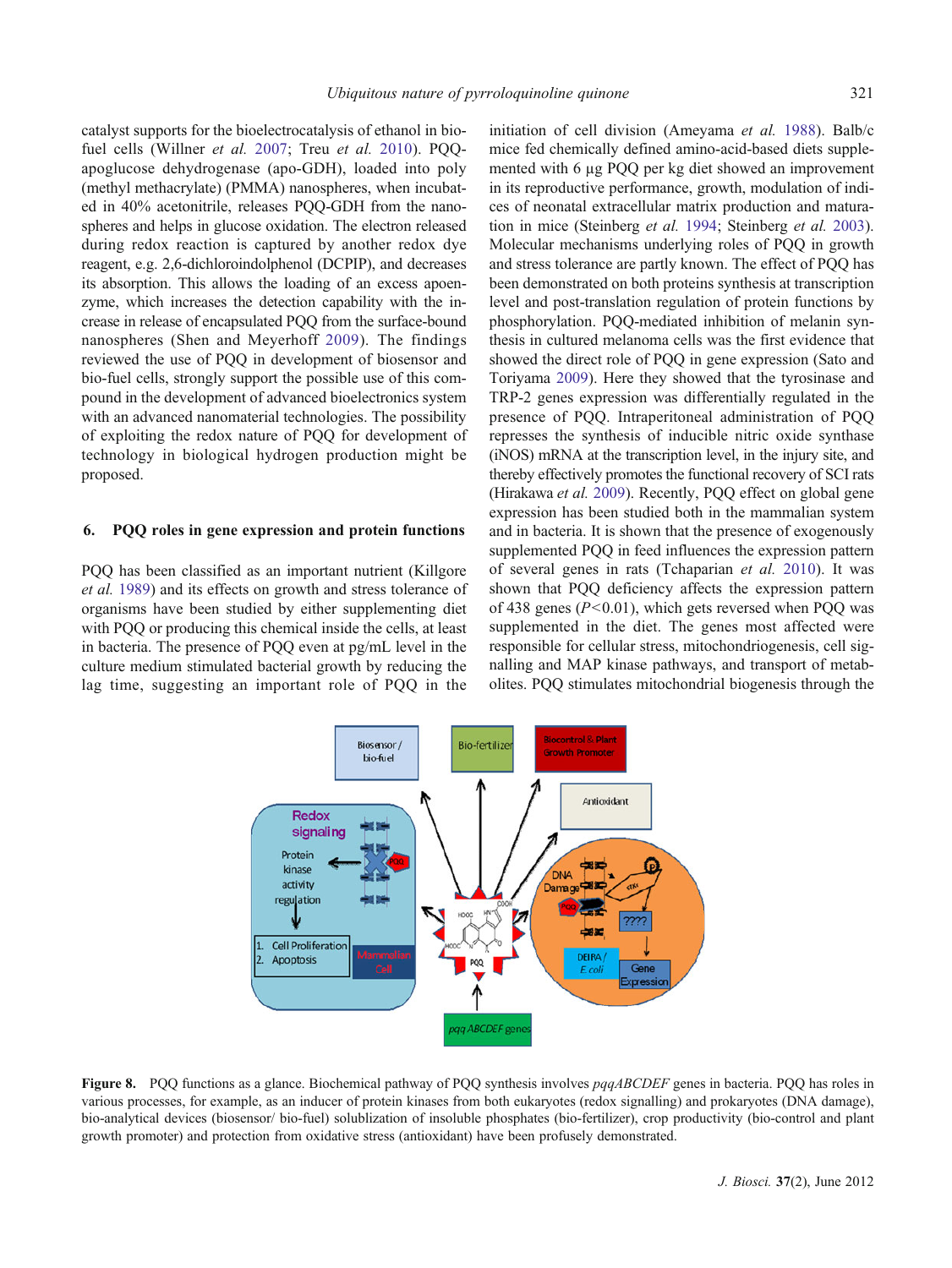catalyst supports for the bioelectrocatalysis of ethanol in biofuel cells (Willner *et al.* 2007; Treu *et al.* 2010). PQQ-apoglucose dehydrogenase (apo-GDH), loaded into poly (methyl methacrylate) (PMMA) nanospheres, when incubated in 40% acetonitrile, releases PQQ-GDH from the nanospheres and helps in glucose oxidation. The electron released during redox reaction is captured by another redox dye reagent, e.g. 2,6-dichloroindolphenol (DCPIP), and decreases its absorption. This allows the loading of an excess apoenzyme, which increases the detection capability with the increase in release of encapsulated PQQ from the surface-bound nanospheres (Shen and Meyerhoff 2009). The findings reviewed the use of PQQ in development of biosensor and bio-fuel cells, strongly support the possible use of this compound in the development of advanced bioelectronics system with an advanced nanomaterial technologies. The possibility of exploiting the redox nature of PQQ for development of technology in biological hydrogen production might be proposed.

## 6. PQQ roles in gene expression and protein functions

PQQ has been classified as an important nutrient (Killgore *et al.* 1989) and its effects on growth and stress tolerance of organisms have been studied by either supplementing diet with PQQ or producing this chemical inside the cells, at least in bacteria. The presence of PQQ even at pg/mL level in the culture medium stimulated bacterial growth by reducing the lag time, suggesting an important role of PQQ in the initiation of cell division (Ameyama *et al.* 1988). Balb/c mice fed chemically defined amino-acid-based diets supplemented with 6 μg PQQ per kg diet showed an improvement in its reproductive performance, growth, modulation of indices of neonatal extracellular matrix production and maturation in mice (Steinberg *et al.* 1994; Steinberg *et al.* 2003). Molecular mechanisms underlying roles of PQQ in growth and stress tolerance are partly known. The effect of PQQ has been demonstrated on both proteins synthesis at transcription level and post-translation regulation of protein functions by phosphorylation. PQQ-mediated inhibition of melanin synthesis in cultured melanoma cells was the first evidence that showed the direct role of PQQ in gene expression (Sato and Toriyama 2009). Here they showed that the tyrosinase and TRP-2 genes expression was differentially regulated in the presence of PQQ. Intraperitoneal administration of PQQ represses the synthesis of inducible nitric oxide synthase (iNOS) mRNA at the transcription level, in the injury site, and thereby effectively promotes the functional recovery of SCI rats (Hirakawa *et al.* 2009). Recently, PQQ effect on global gene expression has been studied both in the mammalian system and in bacteria. It is shown that the presence of exogenously supplemented PQQ in feed influences the expression pattern of several genes in rats (Tchaparian *et al.* 2010). It was shown that PQQ deficiency affects the expression pattern of 438 genes ($P<0.01$), which gets reversed when PQQ was supplemented in the diet. The genes most affected were responsible for cellular stress, mitochondriogenesis, cell signalling and MAP kinase pathways, and transport of metabolites. PQQ stimulates mitochondrial biogenesis through the

**Figure 8.** PQQ functions as a glance. Biochemical pathway of PQQ synthesis involves *pqqABCDEF* genes in bacteria. PQQ has roles in various processes, for example, as an inducer of protein kinases from both eukaryotes (redox signalling) and prokaryotes (DNA damage), bio-analytical devices (biosensor/ bio-fuel) solublization of insoluble phosphates (bio-fertilizer), crop productivity (bio-control and plant growth promoter) and protection from oxidative stress (antioxidant) have been profusely demonstrated.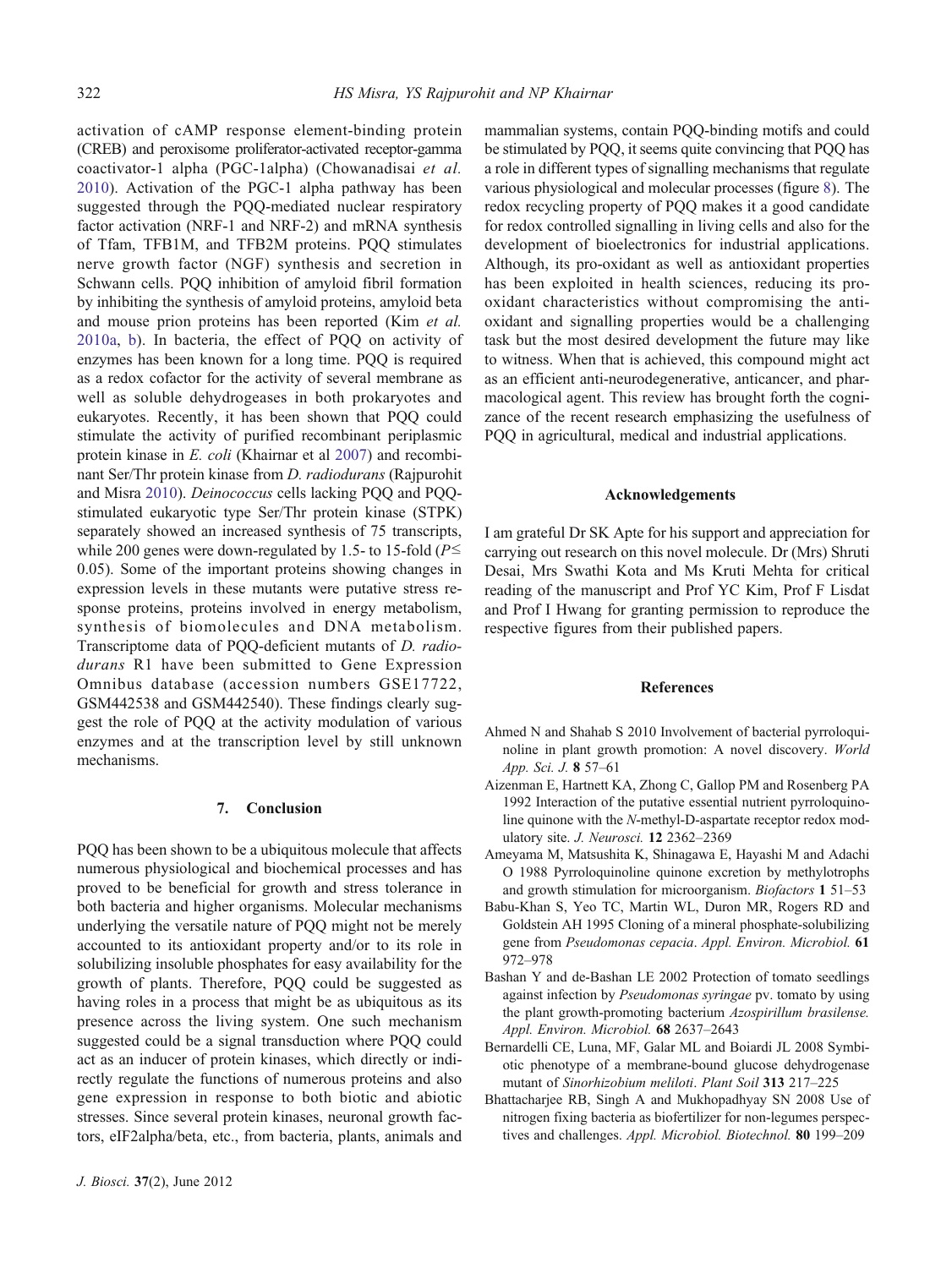activation of cAMP response element-binding protein (CREB) and peroxisome proliferator-activated receptor-gamma coactivator-1 alpha (PGC-1alpha) (Chowanadisai *et al.* 2010). Activation of the PGC-1 alpha pathway has been suggested through the PQQ-mediated nuclear respiratory factor activation (NRF-1 and NRF-2) and mRNA synthesis of Tfam, TFB1M, and TFB2M proteins. PQQ stimulates nerve growth factor (NGF) synthesis and secretion in Schwann cells. PQQ inhibition of amyloid fibril formation by inhibiting the synthesis of amyloid proteins, amyloid beta and mouse prion proteins has been reported (Kim *et al.* 2010a, b). In bacteria, the effect of PQQ on activity of enzymes has been known for a long time. PQQ is required as a redox cofactor for the activity of several membrane as well as soluble dehydrogeases in both prokaryotes and eukaryotes. Recently, it has been shown that PQQ could stimulate the activity of purified recombinant periplasmic protein kinase in *E. coli* (Khairnar et al 2007) and recombinant Ser/Thr protein kinase from *D. radiodurans* (Rajpurohit and Misra 2010). *Deinococcus* cells lacking PQQ and PQQ-stimulated eukaryotic type Ser/Thr protein kinase (STPK) separately showed an increased synthesis of 75 transcripts, while 200 genes were down-regulated by 1.5- to 15-fold ($P \leq 0.05$). Some of the important proteins showing changes in expression levels in these mutants were putative stress response proteins, proteins involved in energy metabolism, synthesis of biomolecules and DNA metabolism. Transcriptome data of PQQ-deficient mutants of *D. radiodurans* R1 have been submitted to Gene Expression Omnibus database (accession numbers GSE17722, GSM442538 and GSM442540). These findings clearly suggest the role of PQQ at the activity modulation of various enzymes and at the transcription level by still unknown mechanisms.

## 7. Conclusion

PQQ has been shown to be a ubiquitous molecule that affects numerous physiological and biochemical processes and has proved to be beneficial for growth and stress tolerance in both bacteria and higher organisms. Molecular mechanisms underlying the versatile nature of PQQ might not be merely accounted to its antioxidant property and/or to its role in solubilizing insoluble phosphates for easy availability for the growth of plants. Therefore, PQQ could be suggested as having roles in a process that might be as ubiquitous as its presence across the living system. One such mechanism suggested could be a signal transduction where PQQ could act as an inducer of protein kinases, which directly or indirectly regulate the functions of numerous proteins and also gene expression in response to both biotic and abiotic stresses. Since several protein kinases, neuronal growth factors, eIF2alpha/beta, etc., from bacteria, plants, animals and mammalian systems, contain PQQ-binding motifs and could be stimulated by PQQ, it seems quite convincing that PQQ has a role in different types of signalling mechanisms that regulate various physiological and molecular processes (figure 8). The redox recycling property of PQQ makes it a good candidate for redox controlled signalling in living cells and also for the development of bioelectronics for industrial applications. Although, its pro-oxidant as well as antioxidant properties has been exploited in health sciences, reducing its pro-oxidant characteristics without compromising the anti-oxidant and signalling properties would be a challenging task but the most desired development the future may like to witness. When that is achieved, this compound might act as an efficient anti-neurodegenerative, anticancer, and pharmacological agent. This review has brought forth the cognizance of the recent research emphasizing the usefulness of PQQ in agricultural, medical and industrial applications.

## Acknowledgements

I am grateful Dr SK Apte for his support and appreciation for carrying out research on this novel molecule. Dr (Mrs) Shruti Desai, Mrs Swathi Kota and Ms Kruti Mehta for critical reading of the manuscript and Prof YC Kim, Prof F Lisdat and Prof I Hwang for granting permission to reproduce the respective figures from their published papers.

## References

Ahmed N and Shahab S 2010 Involvement of bacterial pyrroloquinoline in plant growth promotion: A novel discovery. *World App. Sci. J.* **8** 57–61

Aizenman E, Hartnett KA, Zhong C, Gallop PM and Rosenberg PA 1992 Interaction of the putative essential nutrient pyrroloquinoline quinone with the *N*-methyl-D-aspartate receptor redox modulatory site. *J. Neurosci.* **12** 2362–2369

Ameyama M, Matsushita K, Shinagawa E, Hayashi M and Adachi O 1988 Pyrroloquinoline quinone excretion by methylotrophs and growth stimulation for microorganism. *Biofactors* **1** 51–53

Babu-Khan S, Yeo TC, Martin WL, Duron MR, Rogers RD and Goldstein AH 1995 Cloning of a mineral phosphate-solubilizing gene from *Pseudomonas cepacia*. *Appl. Environ. Microbiol.* **61** 972–978

Bashan Y and de-Bashan LE 2002 Protection of tomato seedlings against infection by *Pseudomonas syringae* pv. tomato by using the plant growth-promoting bacterium *Azospirillum brasilense. Appl. Environ. Microbiol.* **68** 2637–2643

Bernardelli CE, Luna, MF, Galar ML and Boiardi JL 2008 Symbiotic phenotype of a membrane-bound glucose dehydrogenase mutant of *Sinorhizobium meliloti*. *Plant Soil* **313** 217–225

Bhattacharjee RB, Singh A and Mukhopadhyay SN 2008 Use of nitrogen fixing bacteria as biofertilizer for non-legumes perspectives and challenges. *Appl. Microbiol. Biotechnol.* **80** 199–209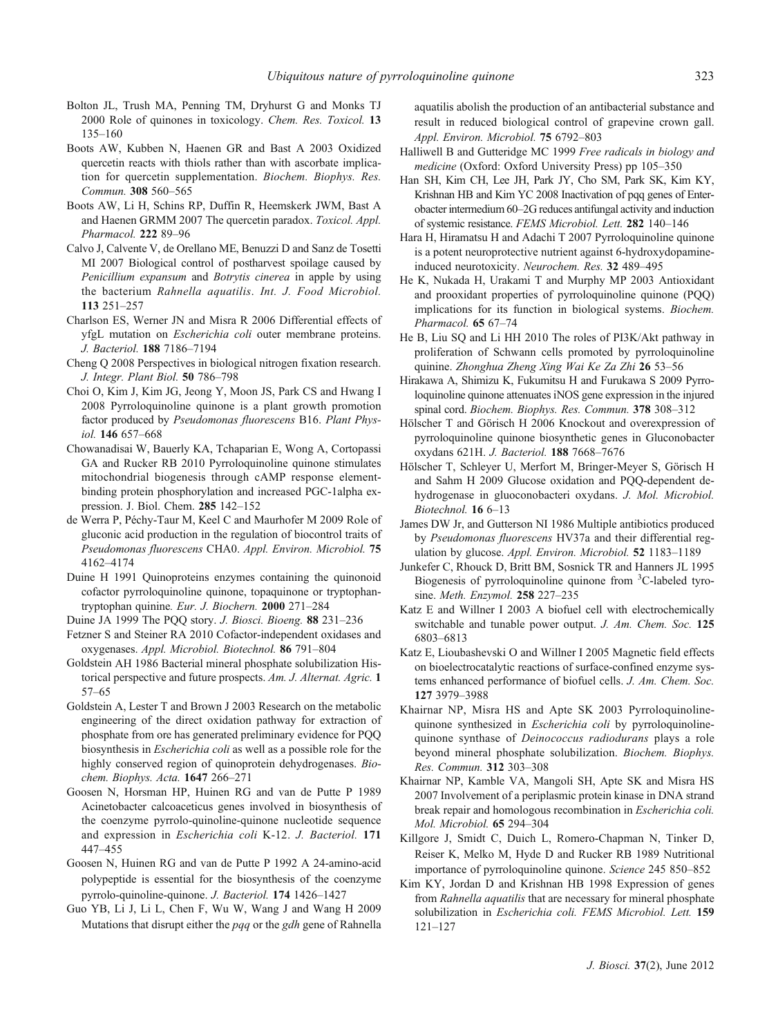Bolton JL, Trush MA, Penning TM, Dryhurst G and Monks TJ 2000 Role of quinones in toxicology. *Chem. Res. Toxicol.* **13** 135–160

Boots AW, Kubben N, Haenen GR and Bast A 2003 Oxidized quercetin reacts with thiols rather than with ascorbate implication for quercetin supplementation. *Biochem. Biophys. Res. Commun.* **308** 560–565

Boots AW, Li H, Schins RP, Duffin R, Heemskerk JWM, Bast A and Haenen GRMM 2007 The quercetin paradox. *Toxicol. Appl. Pharmacol.* **222** 89–96

Calvo J, Calvente V, de Orellano ME, Benuzzi D and Sanz de Tosetti MI 2007 Biological control of postharvest spoilage caused by *Penicillium expansum* and *Botrytis cinerea* in apple by using the bacterium *Rahnella aquatilis*. *Int. J. Food Microbiol.* **113** 251–257

Charlson ES, Werner JN and Misra R 2006 Differential effects of yfgL mutation on *Escherichia coli* outer membrane proteins. *J. Bacteriol.* **188** 7186–7194

Cheng Q 2008 Perspectives in biological nitrogen fixation research. *J. Integr. Plant Biol.* **50** 786–798

Choi O, Kim J, Kim JG, Jeong Y, Moon JS, Park CS and Hwang I 2008 Pyrroloquinoline quinone is a plant growth promotion factor produced by *Pseudomonas fluorescens* B16. *Plant Physiol.* **146** 657–668

Chowanadisai W, Bauerly KA, Tchaparian E, Wong A, Cortopassi GA and Rucker RB 2010 Pyrroloquinoline quinone stimulates mitochondrial biogenesis through cAMP response element-binding protein phosphorylation and increased PGC-1alpha expression. J. Biol. Chem. **285** 142–152

de Werra P, Péchy-Taur M, Keel C and Maurhofer M 2009 Role of gluconic acid production in the regulation of biocontrol traits of *Pseudomonas fluorescens* CHA0. *Appl. Environ. Microbiol.* **75** 4162–4174

Duine H 1991 Quinoproteins enzymes containing the quinonoid cofactor pyrroloquinoline quinone, topaquinone or tryptophan-tryptophan quinine. *Eur. J. Biochem.* **2000** 271–284

Duine JA 1999 The PQQ story. *J. Biosci. Bioeng.* **88** 231–236

Fetzner S and Steiner RA 2010 Cofactor-independent oxidases and oxygenases. *Appl. Microbiol. Biotechnol.* **86** 791–804

Goldstein AH 1986 Bacterial mineral phosphate solubilization Historical perspective and future prospects. *Am. J. Alternat. Agric.* **1** 57–65

Goldstein A, Lester T and Brown J 2003 Research on the metabolic engineering of the direct oxidation pathway for extraction of phosphate from ore has generated preliminary evidence for PQQ biosynthesis in *Escherichia coli* as well as a possible role for the highly conserved region of quinoprotein dehydrogenases. *Biochem. Biophys. Acta.* **1647** 266–271

Goosen N, Horsman HP, Huinen RG and van de Putte P 1989 Acinetobacter calcoaceticus genes involved in biosynthesis of the coenzyme pyrrolo-quinoline-quinone nucleotide sequence and expression in *Escherichia coli* K-12. *J. Bacteriol.* **171** 447–455

Goosen N, Huinen RG and van de Putte P 1992 A 24-amino-acid polypeptide is essential for the biosynthesis of the coenzyme pyrrolo-quinoline-quinone. *J. Bacteriol.* **174** 1426–1427

Guo YB, Li J, Li L, Chen F, Wu W, Wang J and Wang H 2009 Mutations that disrupt either the *pqq* or the *gdh* gene of Rahnella aquatilis abolish the production of an antibacterial substance and result in reduced biological control of grapevine crown gall. *Appl. Environ. Microbiol.* **75** 6792–803

Halliwell B and Gutteridge MC 1999 *Free radicals in biology and medicine* (Oxford: Oxford University Press) pp 105–350

Han SH, Kim CH, Lee JH, Park JY, Cho SM, Park SK, Kim KY, Krishnan HB and Kim YC 2008 Inactivation of pqq genes of Enterobacter intermedium 60–2G reduces antifungal activity and induction of systemic resistance. *FEMS Microbiol. Lett.* **282** 140–146

Hara H, Hiramatsu H and Adachi T 2007 Pyrroloquinoline quinone is a potent neuroprotective nutrient against 6-hydroxydopamine-induced neurotoxicity. *Neurochem. Res.* **32** 489–495

He K, Nukada H, Urakami T and Murphy MP 2003 Antioxidant and prooxidant properties of pyrroloquinoline quinone (PQQ) implications for its function in biological systems. *Biochem. Pharmacol.* **65** 67–74

He B, Liu SQ and Li HH 2010 The roles of PI3K/Akt pathway in proliferation of Schwann cells promoted by pyrroloquinoline quinine. *Zhonghua Zheng Xing Wai Ke Za Zhi* **26** 53–56

Hirakawa A, Shimizu K, Fukumitsu H and Furukawa S 2009 Pyrroloquinoline quinone attenuates iNOS gene expression in the injured spinal cord. *Biochem. Biophys. Res. Commun.* **378** 308–312

Hölscher T and Görisch H 2006 Knockout and overexpression of pyrroloquinoline quinone biosynthetic genes in Gluconobacter oxydans 621H. *J. Bacteriol.* **188** 7668–7676

Hölscher T, Schleyer U, Merfort M, Bringer-Meyer S, Görisch H and Sahm H 2009 Glucose oxidation and PQQ-dependent dehydrogenase in gluoconobacteri oxydans. *J. Mol. Microbiol. Biotechnol.* **16** 6–13

James DW Jr, and Gutterson NI 1986 Multiple antibiotics produced by *Pseudomonas fluorescens* HV37a and their differential regulation by glucose. *Appl. Environ. Microbiol.* **52** 1183–1189

Junkefer C, Rhouck D, Britt BM, Sosnick TR and Hanners JL 1995 Biogenesis of pyrroloquinoline quinone from $^{3}$C-labeled tyrosine. *Meth. Enzymol.* **258** 227–235

Katz E and Willner I 2003 A biofuel cell with electrochemically switchable and tunable power output. *J. Am. Chem. Soc.* **125** 6803–6813

Katz E, Lioubashevski O and Willner I 2005 Magnetic field effects on bioelectrocatalytic reactions of surface-confined enzyme systems enhanced performance of biofuel cells. *J. Am. Chem. Soc.* **127** 3979–3988

Khairnar NP, Misra HS and Apte SK 2003 Pyrroloquinoline-quinone synthesized in *Escherichia coli* by pyrroloquinoline-quinone synthase of *Deinococcus radiodurans* plays a role beyond mineral phosphate solubilization. *Biochem. Biophys. Res. Commun.* **312** 303–308

Khairnar NP, Kamble VA, Mangoli SH, Apte SK and Misra HS 2007 Involvement of a periplasmic protein kinase in DNA strand break repair and homologous recombination in *Escherichia coli. Mol. Microbiol.* **65** 294–304

Killgore J, Smidt C, Duich L, Romero-Chapman N, Tinker D, Reiser K, Melko M, Hyde D and Rucker RB 1989 Nutritional importance of pyrroloquinoline quinone. *Science* 245 850–852

Kim KY, Jordan D and Krishnan HB 1998 Expression of genes from *Rahnella aquatilis* that are necessary for mineral phosphate solubilization in *Escherichia coli. FEMS Microbiol. Lett.* **159** 121–127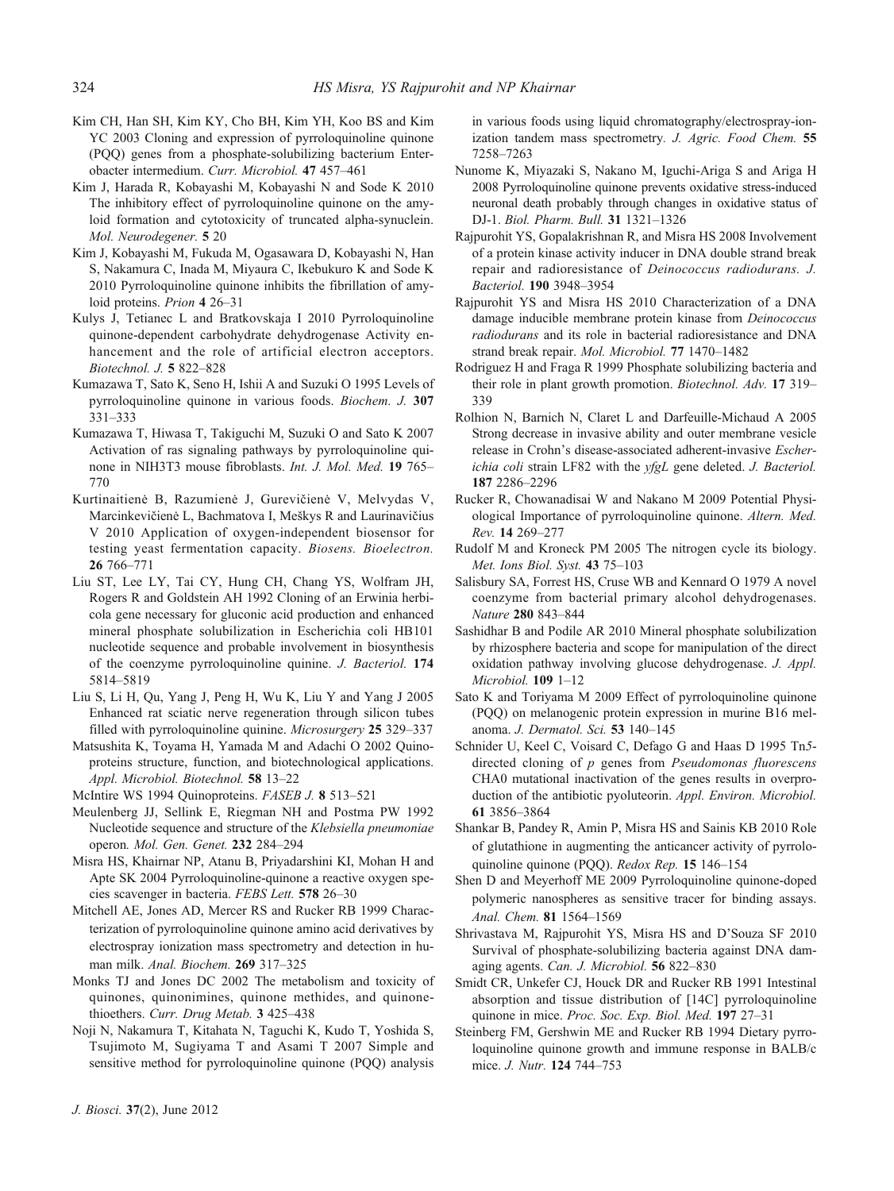Kim CH, Han SH, Kim KY, Cho BH, Kim YH, Koo BS and Kim YC 2003 Cloning and expression of pyrroloquinoline quinone (PQQ) genes from a phosphate-solubilizing bacterium Enterobacter intermedium. *Curr. Microbiol.* **47** 457–461

Kim J, Harada R, Kobayashi M, Kobayashi N and Sode K 2010 The inhibitory effect of pyrroloquinoline quinone on the amyloid formation and cytotoxicity of truncated alpha-synuclein. *Mol. Neurodegener.* **5** 20

Kim J, Kobayashi M, Fukuda M, Ogasawara D, Kobayashi N, Han S, Nakamura C, Inada M, Miyaura C, Ikebukuro K and Sode K 2010 Pyrroloquinoline quinone inhibits the fibrillation of amyloid proteins. *Prion* **4** 26–31

Kulys J, Tetianec L and Bratkovskaja I 2010 Pyrroloquinoline quinone-dependent carbohydrate dehydrogenase Activity enhancement and the role of artificial electron acceptors. *Biotechnol. J.* **5** 822–828

Kumazawa T, Sato K, Seno H, Ishii A and Suzuki O 1995 Levels of pyrroloquinoline quinone in various foods. *Biochem. J.* **307** 331–333

Kumazawa T, Hiwasa T, Takiguchi M, Suzuki O and Sato K 2007 Activation of ras signaling pathways by pyrroloquinoline quinone in NIH3T3 mouse fibroblasts. *Int. J. Mol. Med.* **19** 765–770

Kurtinaitienė B, Razumienė J, Gurevičienė V, Melvydas V, Marcinkevičienė L, Bachmatova I, Meškys R and Laurinavičius V 2010 Application of oxygen-independent biosensor for testing yeast fermentation capacity. *Biosens. Bioelectron.* **26** 766–771

Liu ST, Lee LY, Tai CY, Hung CH, Chang YS, Wolfram JH, Rogers R and Goldstein AH 1992 Cloning of an Erwinia herbicola gene necessary for gluconic acid production and enhanced mineral phosphate solubilization in Escherichia coli HB101 nucleotide sequence and probable involvement in biosynthesis of the coenzyme pyrroloquinoline quinine. *J. Bacteriol.* **174** 5814–5819

Liu S, Li H, Qu, Yang J, Peng H, Wu K, Liu Y and Yang J 2005 Enhanced rat sciatic nerve regeneration through silicon tubes filled with pyrroloquinoline quinine. *Microsurgery* **25** 329–337

Matsushita K, Toyama H, Yamada M and Adachi O 2002 Quinoproteins structure, function, and biotechnological applications. *Appl. Microbiol. Biotechnol.* **58** 13–22

McIntire WS 1994 Quinoproteins. *FASEB J.* **8** 513–521

Meulenberg JJ, Sellink E, Riegman NH and Postma PW 1992 Nucleotide sequence and structure of the *Klebsiella pneumoniae* operon*. Mol. Gen. Genet.* **232** 284–294

Misra HS, Khairnar NP, Atanu B, Priyadarshini KI, Mohan H and Apte SK 2004 Pyrroloquinoline-quinone a reactive oxygen species scavenger in bacteria. *FEBS Lett.* **578** 26–30

Mitchell AE, Jones AD, Mercer RS and Rucker RB 1999 Characterization of pyrroloquinoline quinone amino acid derivatives by electrospray ionization mass spectrometry and detection in human milk. *Anal. Biochem.* **269** 317–325

Monks TJ and Jones DC 2002 The metabolism and toxicity of quinones, quinonimines, quinone methides, and quinone-thioethers. *Curr. Drug Metab.* **3** 425–438

Noji N, Nakamura T, Kitahata N, Taguchi K, Kudo T, Yoshida S, Tsujimoto M, Sugiyama T and Asami T 2007 Simple and sensitive method for pyrroloquinoline quinone (PQQ) analysis in various foods using liquid chromatography/electrospray-ionization tandem mass spectrometry. *J. Agric. Food Chem.* **55** 7258–7263

Nunome K, Miyazaki S, Nakano M, Iguchi-Ariga S and Ariga H 2008 Pyrroloquinoline quinone prevents oxidative stress-induced neuronal death probably through changes in oxidative status of DJ-1. *Biol. Pharm. Bull.* **31** 1321–1326

Rajpurohit YS, Gopalakrishnan R, and Misra HS 2008 Involvement of a protein kinase activity inducer in DNA double strand break repair and radioresistance of *Deinococcus radiodurans. J. Bacteriol.* **190** 3948–3954

Rajpurohit YS and Misra HS 2010 Characterization of a DNA damage inducible membrane protein kinase from *Deinococcus radiodurans* and its role in bacterial radioresistance and DNA strand break repair. *Mol. Microbiol.* **77** 1470–1482

Rodriguez H and Fraga R 1999 Phosphate solubilizing bacteria and their role in plant growth promotion. *Biotechnol. Adv.* **17** 319–339

Rolhion N, Barnich N, Claret L and Darfeuille-Michaud A 2005 Strong decrease in invasive ability and outer membrane vesicle release in Crohn's disease-associated adherent-invasive *Escherichia coli* strain LF82 with the *yfgL* gene deleted. *J. Bacteriol.* **187** 2286–2296

Rucker R, Chowanadisai W and Nakano M 2009 Potential Physiological Importance of pyrroloquinoline quinone. *Altern. Med. Rev.* **14** 269–277

Rudolf M and Kroneck PM 2005 The nitrogen cycle its biology. *Met. Ions Biol. Syst.* **43** 75–103

Salisbury SA, Forrest HS, Cruse WB and Kennard O 1979 A novel coenzyme from bacterial primary alcohol dehydrogenases. *Nature* **280** 843–844

Sashidhar B and Podile AR 2010 Mineral phosphate solubilization by rhizosphere bacteria and scope for manipulation of the direct oxidation pathway involving glucose dehydrogenase. *J. Appl. Microbiol.* **109** 1–12

Sato K and Toriyama M 2009 Effect of pyrroloquinoline quinone (PQQ) on melanogenic protein expression in murine B16 melanoma. *J. Dermatol. Sci.* **53** 140–145

Schnider U, Keel C, Voisard C, Defago G and Haas D 1995 Tn*5*-directed cloning of *p* genes from *Pseudomonas fluorescens* CHA0 mutational inactivation of the genes results in overproduction of the antibiotic pyoluteorin. *Appl. Environ. Microbiol.* **61** 3856–3864

Shankar B, Pandey R, Amin P, Misra HS and Sainis KB 2010 Role of glutathione in augmenting the anticancer activity of pyrroloquinoline quinone (PQQ). *Redox Rep.* **15** 146–154

Shen D and Meyerhoff ME 2009 Pyrroloquinoline quinone-doped polymeric nanospheres as sensitive tracer for binding assays. *Anal. Chem.* **81** 1564–1569

Shrivastava M, Rajpurohit YS, Misra HS and D'Souza SF 2010 Survival of phosphate-solubilizing bacteria against DNA damaging agents. *Can. J. Microbiol.* **56** 822–830

Smidt CR, Unkefer CJ, Houck DR and Rucker RB 1991 Intestinal absorption and tissue distribution of [14C] pyrroloquinoline quinone in mice. *Proc. Soc. Exp. Biol. Med.* **197** 27–31

Steinberg FM, Gershwin ME and Rucker RB 1994 Dietary pyrroloquinoline quinone growth and immune response in BALB/c mice. *J. Nutr.* **124** 744–753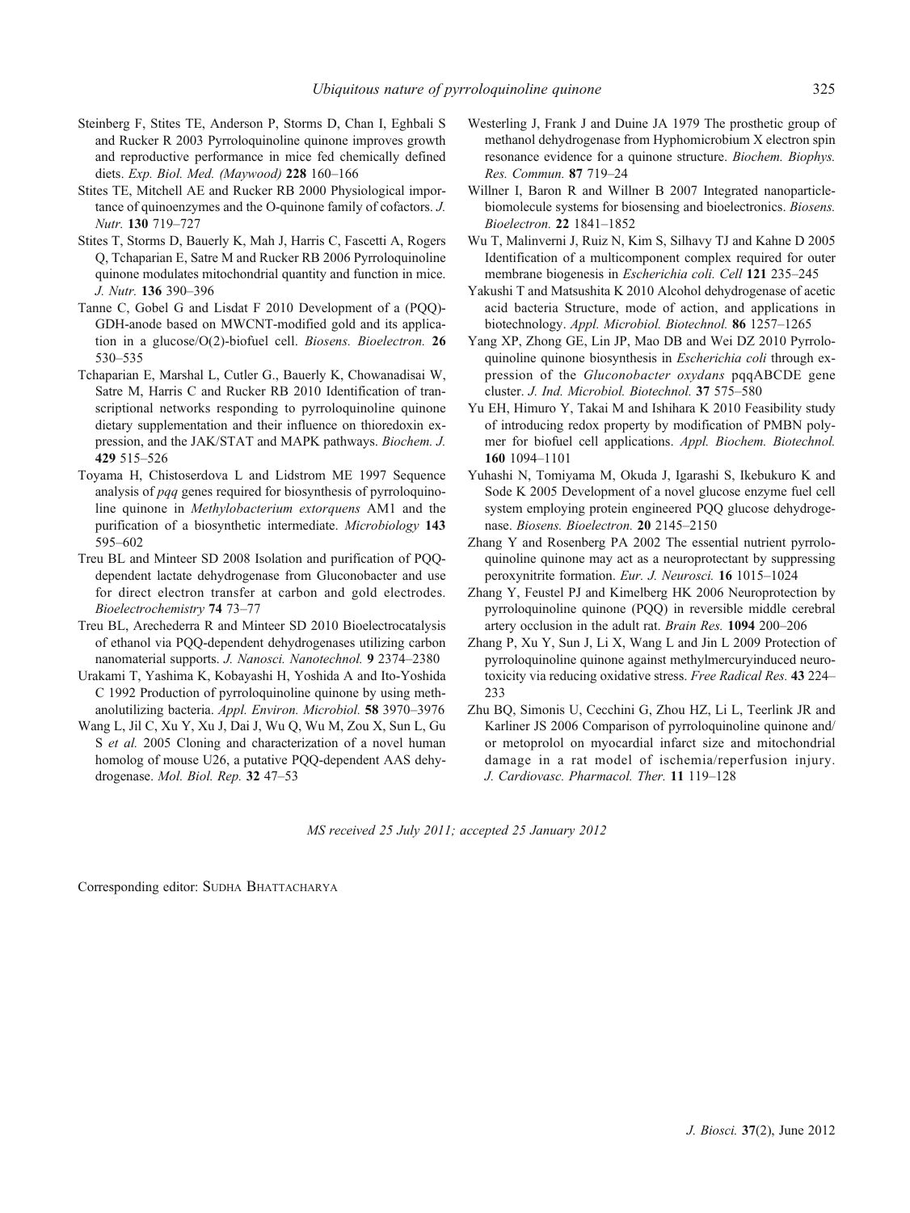Steinberg F, Stites TE, Anderson P, Storms D, Chan I, Eghbali S and Rucker R 2003 Pyrroloquinoline quinone improves growth and reproductive performance in mice fed chemically defined diets. *Exp. Biol. Med. (Maywood)* **228** 160–166

Stites TE, Mitchell AE and Rucker RB 2000 Physiological importance of quinoenzymes and the O-quinone family of cofactors. *J. Nutr.* **130** 719–727

Stites T, Storms D, Bauerly K, Mah J, Harris C, Fascetti A, Rogers Q, Tchaparian E, Satre M and Rucker RB 2006 Pyrroloquinoline quinone modulates mitochondrial quantity and function in mice. *J. Nutr.* **136** 390–396

Tanne C, Gobel G and Lisdat F 2010 Development of a (PQQ)-GDH-anode based on MWCNT-modified gold and its application in a glucose/O(2)-biofuel cell. *Biosens. Bioelectron.* **26** 530–535

Tchaparian E, Marshal L, Cutler G., Bauerly K, Chowanadisai W, Satre M, Harris C and Rucker RB 2010 Identification of transcriptional networks responding to pyrroloquinoline quinone dietary supplementation and their influence on thioredoxin expression, and the JAK/STAT and MAPK pathways. *Biochem. J.* **429** 515–526

Toyama H, Chistoserdova L and Lidstrom ME 1997 Sequence analysis of *pqq* genes required for biosynthesis of pyrroloquinoline quinone in *Methylobacterium extorquens* AM1 and the purification of a biosynthetic intermediate. *Microbiology* **143** 595–602

Treu BL and Minteer SD 2008 Isolation and purification of PQQ-dependent lactate dehydrogenase from Gluconobacter and use for direct electron transfer at carbon and gold electrodes. *Bioelectrochemistry* **74** 73–77

Treu BL, Arechederra R and Minteer SD 2010 Bioelectrocatalysis of ethanol via PQQ-dependent dehydrogenases utilizing carbon nanomaterial supports. *J. Nanosci. Nanotechnol.* **9** 2374–2380

Urakami T, Yashima K, Kobayashi H, Yoshida A and Ito-Yoshida C 1992 Production of pyrroloquinoline quinone by using methanolutilizing bacteria. *Appl. Environ. Microbiol.* **58** 3970–3976

Wang L, Jil C, Xu Y, Xu J, Dai J, Wu Q, Wu M, Zou X, Sun L, Gu S *et al.* 2005 Cloning and characterization of a novel human homolog of mouse U26, a putative PQQ-dependent AAS dehydrogenase. *Mol. Biol. Rep.* **32** 47–53

Westerling J, Frank J and Duine JA 1979 The prosthetic group of methanol dehydrogenase from Hyphomicrobium X electron spin resonance evidence for a quinone structure. *Biochem. Biophys. Res. Commun.* **87** 719–24

Willner I, Baron R and Willner B 2007 Integrated nanoparticle-biomolecule systems for biosensing and bioelectronics. *Biosens. Bioelectron.* **22** 1841–1852

Wu T, Malinverni J, Ruiz N, Kim S, Silhavy TJ and Kahne D 2005 Identification of a multicomponent complex required for outer membrane biogenesis in *Escherichia coli. Cell* **121** 235–245

Yakushi T and Matsushita K 2010 Alcohol dehydrogenase of acetic acid bacteria Structure, mode of action, and applications in biotechnology. *Appl. Microbiol. Biotechnol.* **86** 1257–1265

Yang XP, Zhong GE, Lin JP, Mao DB and Wei DZ 2010 Pyrroloquinoline quinone biosynthesis in *Escherichia coli* through expression of the *Gluconobacter oxydans* pqqABCDE gene cluster. *J. Ind. Microbiol. Biotechnol.* **37** 575–580

Yu EH, Himuro Y, Takai M and Ishihara K 2010 Feasibility study of introducing redox property by modification of PMBN polymer for biofuel cell applications. *Appl. Biochem. Biotechnol.* **160** 1094–1101

Yuhashi N, Tomiyama M, Okuda J, Igarashi S, Ikebukuro K and Sode K 2005 Development of a novel glucose enzyme fuel cell system employing protein engineered PQQ glucose dehydrogenase. *Biosens. Bioelectron.* **20** 2145–2150

Zhang Y and Rosenberg PA 2002 The essential nutrient pyrroloquinoline quinone may act as a neuroprotectant by suppressing peroxynitrite formation. *Eur. J. Neurosci.* **16** 1015–1024

Zhang Y, Feustel PJ and Kimelberg HK 2006 Neuroprotection by pyrroloquinoline quinone (PQQ) in reversible middle cerebral artery occlusion in the adult rat. *Brain Res.* **1094** 200–206

Zhang P, Xu Y, Sun J, Li X, Wang L and Jin L 2009 Protection of pyrroloquinoline quinone against methylmercuryinduced neurotoxicity via reducing oxidative stress. *Free Radical Res.* **43** 224–233

Zhu BQ, Simonis U, Cecchini G, Zhou HZ, Li L, Teerlink JR and Karliner JS 2006 Comparison of pyrroloquinoline quinone and/or metoprolol on myocardial infarct size and mitochondrial damage in a rat model of ischemia/reperfusion injury. *J. Cardiovasc. Pharmacol. Ther.* **11** 119–128

*MS received 25 July 2011; accepted 25 January 2012*

Corresponding editor: SUDHA BHATTACHARYA